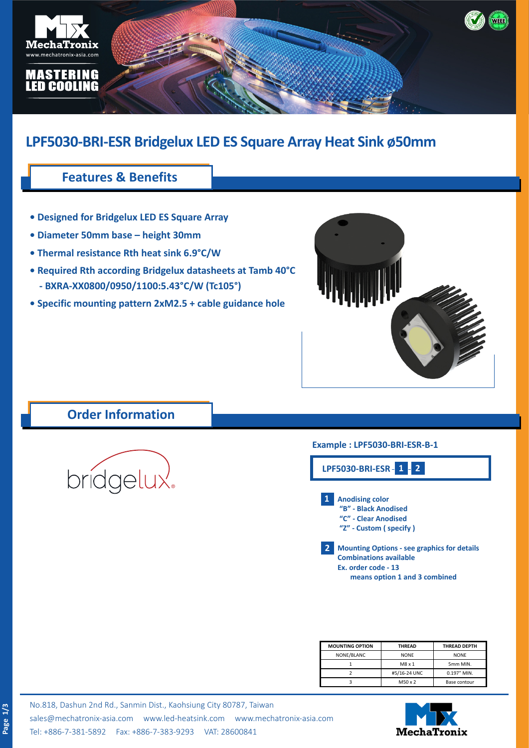# LPF5030-BRI-ESR Bridgelux LED ES Square Array Heat Sink ø50mm

## Features & Benefits

- **Designed for Bridgelux LED ES Square Array**
- **Diameter 50mm base – height 30mm**
- **Thermal resistance Rth heat sink 6.9°C/W**
- **Required Rth according Bridgelux datasheets at Tamb 40°C**
  **- BXRA-XX0800/0950/1100:5.43°C/W (Tc105°)**
- **Specific mounting pattern 2xM2.5 + cable guidance hole**

## Order Information

**Example : LPF5030-BRI-ESR-B-1**

**LPF5030-BRI-ESR - 1 - 2**

**1 Anodising color**
**"B" - Black Anodised**
**"C" - Clear Anodised**
**"Z" - Custom ( specify )**

**2 Mounting Options - see graphics for details**
**Combinations available**
**Ex. order code - 13**
**means option 1 and 3 combined**

| MOUNTING OPTION | THREAD | THREAD DEPTH |
|---|---|---|
| NONE/BLANC | NONE | NONE |
| 1 | M8 x 1 | 5mm MIN. |
| 2 | #5/16-24 UNC | 0.197" MIN. |
| 3 | M50 x 2 | Base contour |

No.818, Dashun 2nd Rd., Sanmin Dist., Kaohsiung City 80787, Taiwan
sales@mechatronix-asia.com www.led-heatsink.com www.mechatronix-asia.com
Tel: +886-7-381-5892 Fax: +886-7-383-9293 VAT: 28600841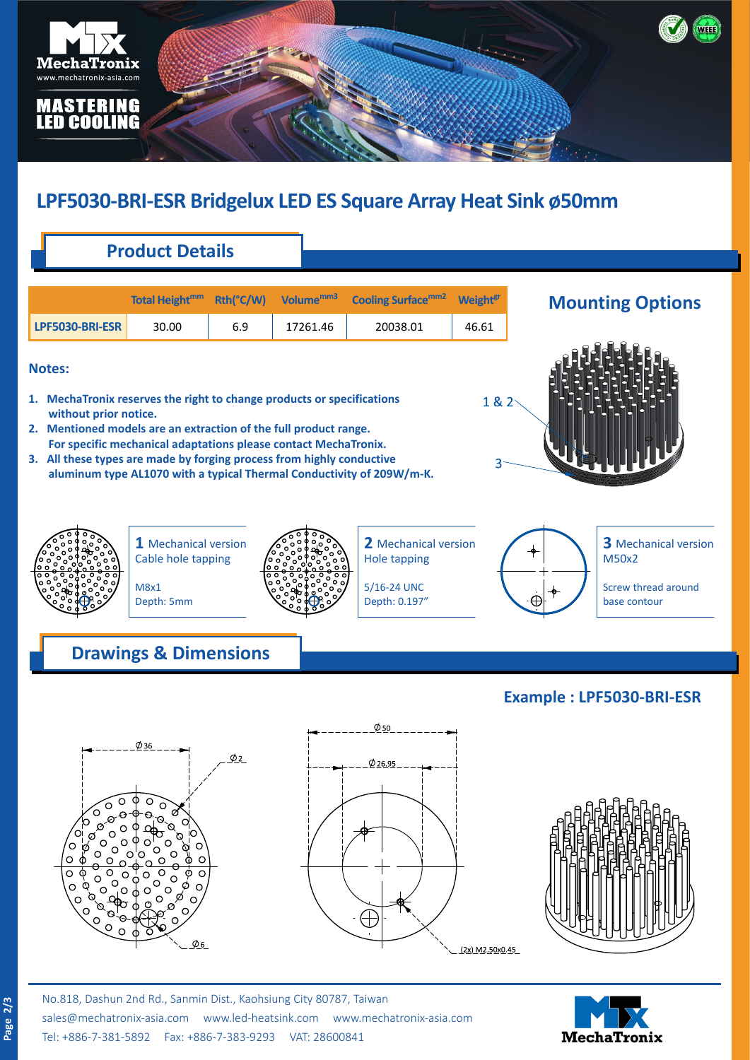# LPF5030-BRI-ESR Bridgelux LED ES Square Array Heat Sink ø50mm

## Product Details

| | Total Height mm | Rth(°C/W) | Volume mm3 | Cooling Surface mm2 | Weight gr |
|---|---|---|---|---|---|
| LPF5030-BRI-ESR | 30.00 | 6.9 | 17261.46 | 20038.01 | 46.61 |

**Notes:**

1. **MechaTronix reserves the right to change products or specifications without prior notice.**
2. **Mentioned models are an extraction of the full product range. For specific mechanical adaptations please contact MechaTronix.**
3. **All these types are made by forging process from highly conductive aluminum type AL1070 with a typical Thermal Conductivity of 209W/m-K.**

## Mounting Options

1 & 2

3

**1** Mechanical version
Cable hole tapping

M8x1
Depth: 5mm

**2** Mechanical version
Hole tapping

5/16-24 UNC
Depth: 0.197"

**3** Mechanical version
M50x2

Screw thread around base contour

## Drawings & Dimensions

### Example : LPF5030-BRI-ESR

Ø36
Ø2
Ø6

Ø50
Ø26.95
(2x) M2.50x0.45

No.818, Dashun 2nd Rd., Sanmin Dist., Kaohsiung City 80787, Taiwan
sales@mechatronix-asia.com www.led-heatsink.com www.mechatronix-asia.com
Tel: +886-7-381-5892 Fax: +886-7-383-9293 VAT: 28600841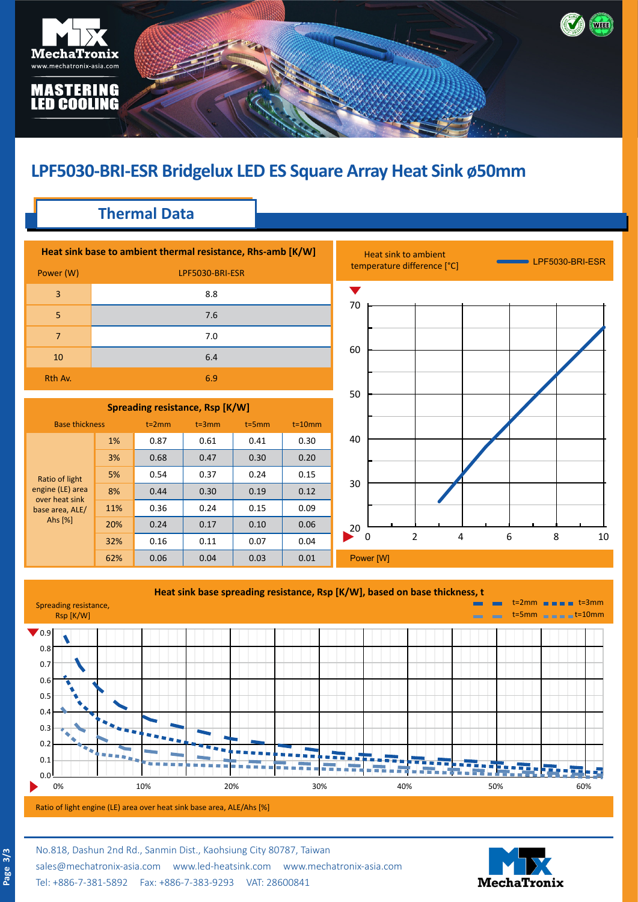MechaTronix
www.mechatronix-asia.com

MASTERING LED COOLING

# LPF5030-BRI-ESR Bridgelux LED ES Square Array Heat Sink ø50mm

## Thermal Data

| Heat sink base to ambient thermal resistance, Rhs-amb [K/W] | |
|---|---|
| Power (W) | LPF5030-BRI-ESR |
| 3 | 8.8 |
| 5 | 7.6 |
| 7 | 7.0 |
| 10 | 6.4 |
| Rth Av. | 6.9 |

Heat sink to ambient temperature difference [°C]

LPF5030-BRI-ESR

70
60
50
40
30
20
0
2
4
6
8
10

Power [W]

| Spreading resistance, Rsp [K/W] | | | | | |
|---|---|---|---|---|---|
| Base thickness | | t=2mm | t=3mm | t=5mm | t=10mm |
| Ratio of light engine (LE) area over heat sink base area, ALE/Ahs [%] | 1% | 0.87 | 0.61 | 0.41 | 0.30 |
| | 3% | 0.68 | 0.47 | 0.30 | 0.20 |
| | 5% | 0.54 | 0.37 | 0.24 | 0.15 |
| | 8% | 0.44 | 0.30 | 0.19 | 0.12 |
| | 11% | 0.36 | 0.24 | 0.15 | 0.09 |
| | 20% | 0.24 | 0.17 | 0.10 | 0.06 |
| | 32% | 0.16 | 0.11 | 0.07 | 0.04 |
| | 62% | 0.06 | 0.04 | 0.03 | 0.01 |

Heat sink base spreading resistance, Rsp [K/W], based on base thickness, t

Spreading resistance, Rsp [K/W]

t=2mm
t=3mm
t=5mm
t=10mm

0.9
0.8
0.7
0.6
0.5
0.4
0.3
0.2
0.1
0.0
0%
10%
20%
30%
40%
50%
60%

Ratio of light engine (LE) area over heat sink base area, ALE/Ahs [%]

No.818, Dashun 2nd Rd., Sanmin Dist., Kaohsiung City 80787, Taiwan
sales@mechatronix-asia.com www.led-heatsink.com www.mechatronix-asia.com
Tel: +886-7-381-5892 Fax: +886-7-383-9293 VAT: 28600841

MechaTronix